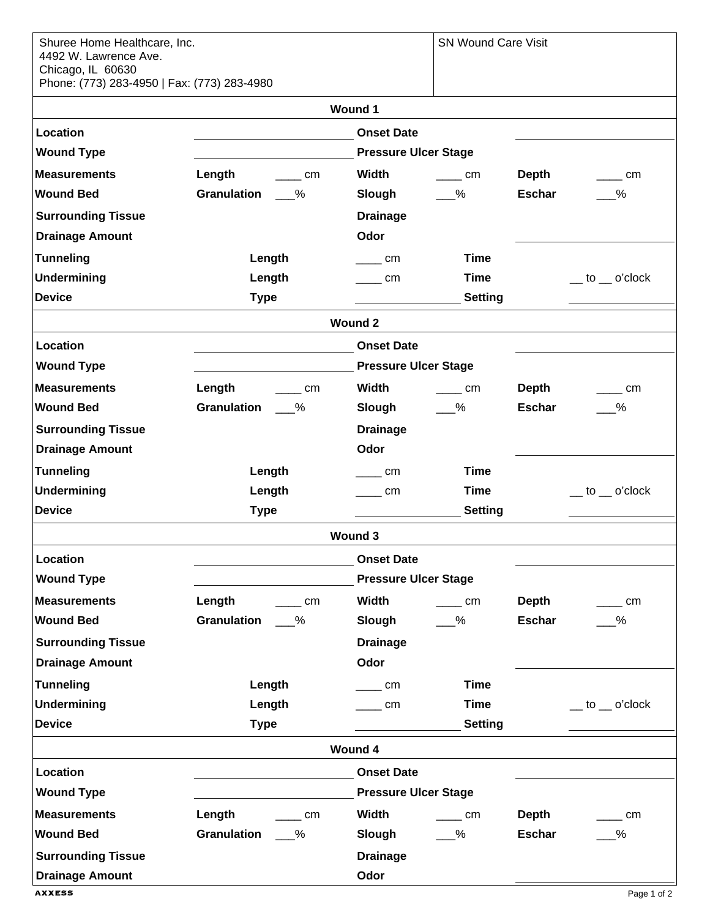| Shuree Home Healthcare, Inc.<br>4492 W. Lawrence Ave.<br>Chicago, IL 60630<br>Phone: (773) 283-4950 \| Fax: (773) 283-4980 | SN Wound Care Visit |
|---|---|

## Wound 1

| | | | | | |
|---|---|---|---|---|---|
| **Location** | ________ | **Onset Date** | | | ________ |
| **Wound Type** | ________ | **Pressure Ulcer Stage** | | | |
| **Measurements** | **Length** ____ cm | **Width** | ____ cm | **Depth** | ____ cm |
| **Wound Bed** | **Granulation** ___% | **Slough** | ___% | **Eschar** | ___% |
| **Surrounding Tissue** | | **Drainage** | | | |
| **Drainage Amount** | | **Odor** | | | ________ |
| **Tunneling** | **Length** | ____ cm | **Time** | | |
| **Undermining** | **Length** | ____ cm | **Time** | | __ to __ o'clock |
| **Device** | **Type** | ________ | **Setting** | | ________ |

## Wound 2

| | | | | | |
|---|---|---|---|---|---|
| **Location** | ________ | **Onset Date** | | | ________ |
| **Wound Type** | ________ | **Pressure Ulcer Stage** | | | |
| **Measurements** | **Length** ____ cm | **Width** | ____ cm | **Depth** | ____ cm |
| **Wound Bed** | **Granulation** ___% | **Slough** | ___% | **Eschar** | ___% |
| **Surrounding Tissue** | | **Drainage** | | | |
| **Drainage Amount** | | **Odor** | | | ________ |
| **Tunneling** | **Length** | ____ cm | **Time** | | |
| **Undermining** | **Length** | ____ cm | **Time** | | __ to __ o'clock |
| **Device** | **Type** | ________ | **Setting** | | ________ |

## Wound 3

| | | | | | |
|---|---|---|---|---|---|
| **Location** | ________ | **Onset Date** | | | ________ |
| **Wound Type** | ________ | **Pressure Ulcer Stage** | | | |
| **Measurements** | **Length** ____ cm | **Width** | ____ cm | **Depth** | ____ cm |
| **Wound Bed** | **Granulation** ___% | **Slough** | ___% | **Eschar** | ___% |
| **Surrounding Tissue** | | **Drainage** | | | |
| **Drainage Amount** | | **Odor** | | | ________ |
| **Tunneling** | **Length** | ____ cm | **Time** | | |
| **Undermining** | **Length** | ____ cm | **Time** | | __ to __ o'clock |
| **Device** | **Type** | ________ | **Setting** | | ________ |

## Wound 4

| | | | | | |
|---|---|---|---|---|---|
| **Location** | ________ | **Onset Date** | | | ________ |
| **Wound Type** | ________ | **Pressure Ulcer Stage** | | | |
| **Measurements** | **Length** ____ cm | **Width** | ____ cm | **Depth** | ____ cm |
| **Wound Bed** | **Granulation** ___% | **Slough** | ___% | **Eschar** | ___% |
| **Surrounding Tissue** | | **Drainage** | | | |
| **Drainage Amount** | | **Odor** | | | ________ |

AXXESS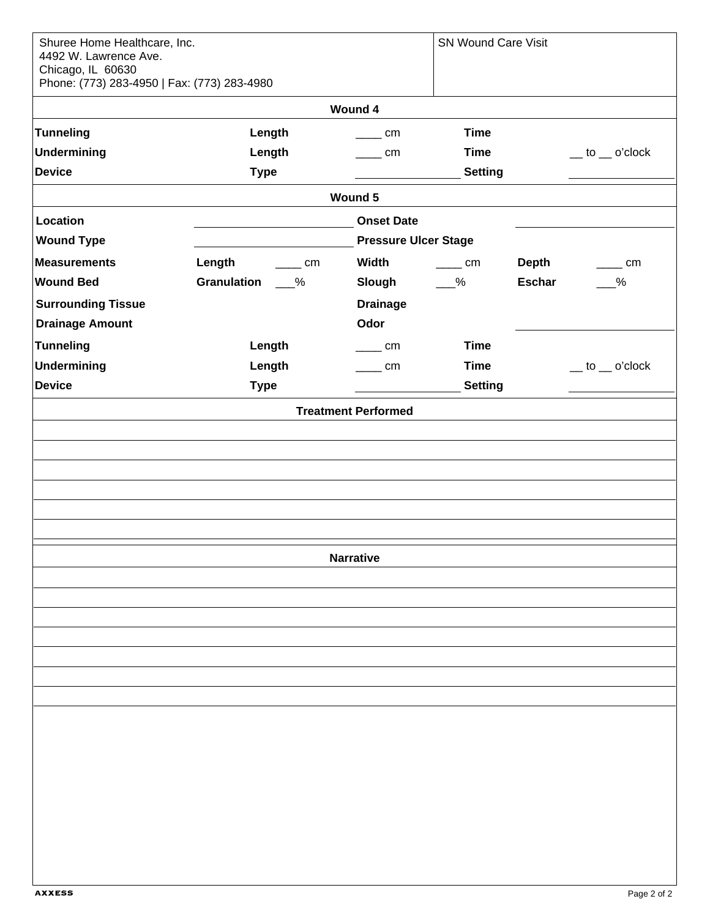| Shuree Home Healthcare, Inc.<br>4492 W. Lawrence Ave.<br>Chicago, IL 60630<br>Phone: (773) 283-4950 \| Fax: (773) 283-4980 | SN Wound Care Visit |
|---|---|

## Wound 4

| | | | | |
|---|---|---|---|---|
| **Tunneling** | **Length** | ____ cm | **Time** | |
| **Undermining** | **Length** | ____ cm | **Time** | __ to __ o'clock |
| **Device** | **Type** | ________ | **Setting** | ________ |

## Wound 5

| | | | | | |
|---|---|---|---|---|---|
| **Location** | ________ | | **Onset Date** | | ________ |
| **Wound Type** | ________ | | **Pressure Ulcer Stage** | | |
| **Measurements** | **Length** ____ cm | | **Width** ____ cm | | **Depth** ____ cm |
| **Wound Bed** | **Granulation** ___% | | **Slough** ___% | | **Eschar** ___% |
| **Surrounding Tissue** | | | **Drainage** | | |
| **Drainage Amount** | | | **Odor** | | ________ |

| | | | | |
|---|---|---|---|---|
| **Tunneling** | **Length** | ____ cm | **Time** | |
| **Undermining** | **Length** | ____ cm | **Time** | __ to __ o'clock |
| **Device** | **Type** | ________ | **Setting** | ________ |

## Treatment Performed

## Narrative

**AXXESS**